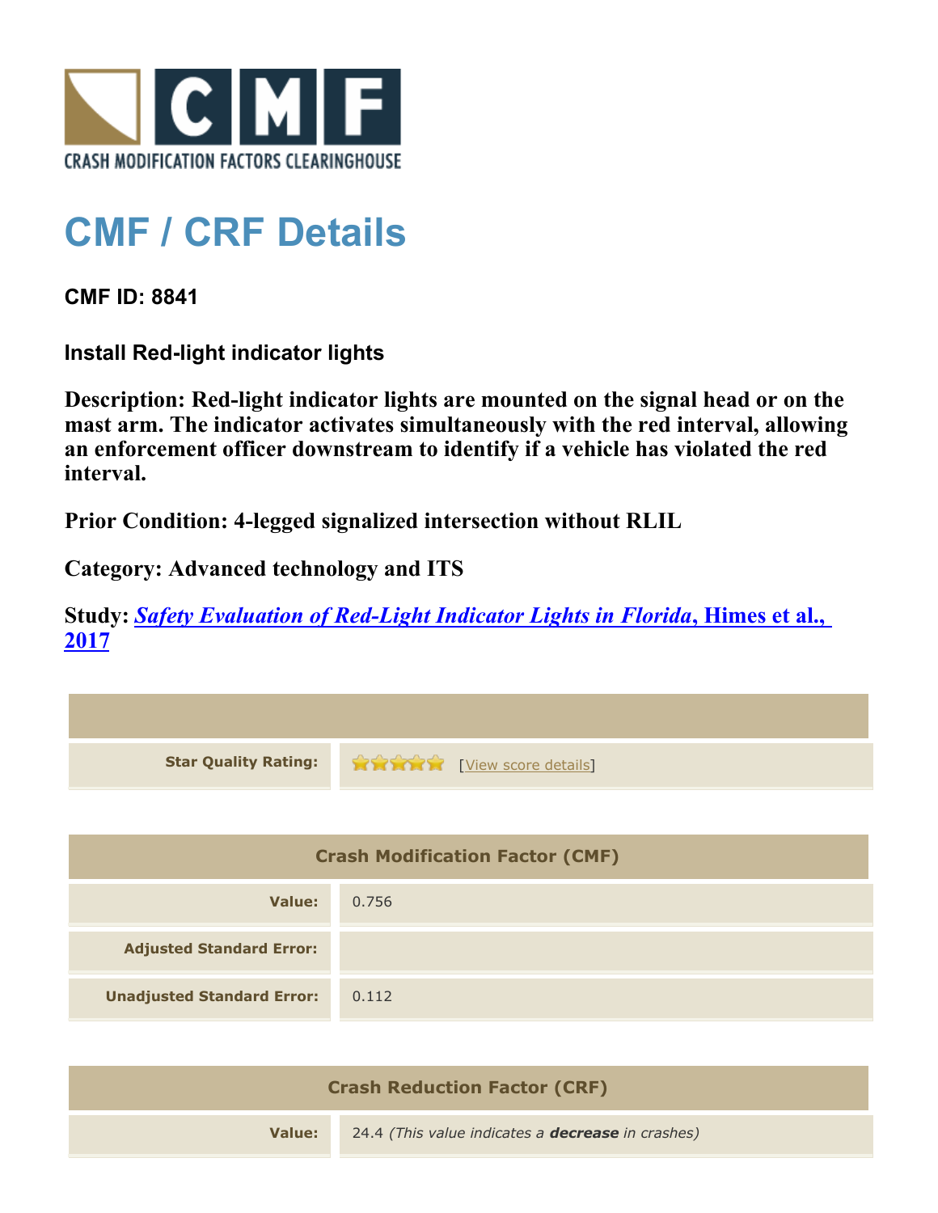CRASH MODIFICATION FACTORS CLEARINGHOUSE

# CMF / CRF Details

## CMF ID: 8841

### Install Red-light indicator lights

**Description: Red-light indicator lights are mounted on the signal head or on the mast arm. The indicator activates simultaneously with the red interval, allowing an enforcement officer downstream to identify if a vehicle has violated the red interval.**

**Prior Condition: 4-legged signalized intersection without RLIL**

**Category: Advanced technology and ITS**

**Study: *Safety Evaluation of Red-Light Indicator Lights in Florida*, Himes et al., 2017**

| | |
|---|---|
| **Star Quality Rating:** | [View score details] |

| Crash Modification Factor (CMF) | |
|---|---|
| **Value:** | 0.756 |
| **Adjusted Standard Error:** | |
| **Unadjusted Standard Error:** | 0.112 |

| Crash Reduction Factor (CRF) | |
|---|---|
| **Value:** | 24.4 *(This value indicates a **decrease** in crashes)* |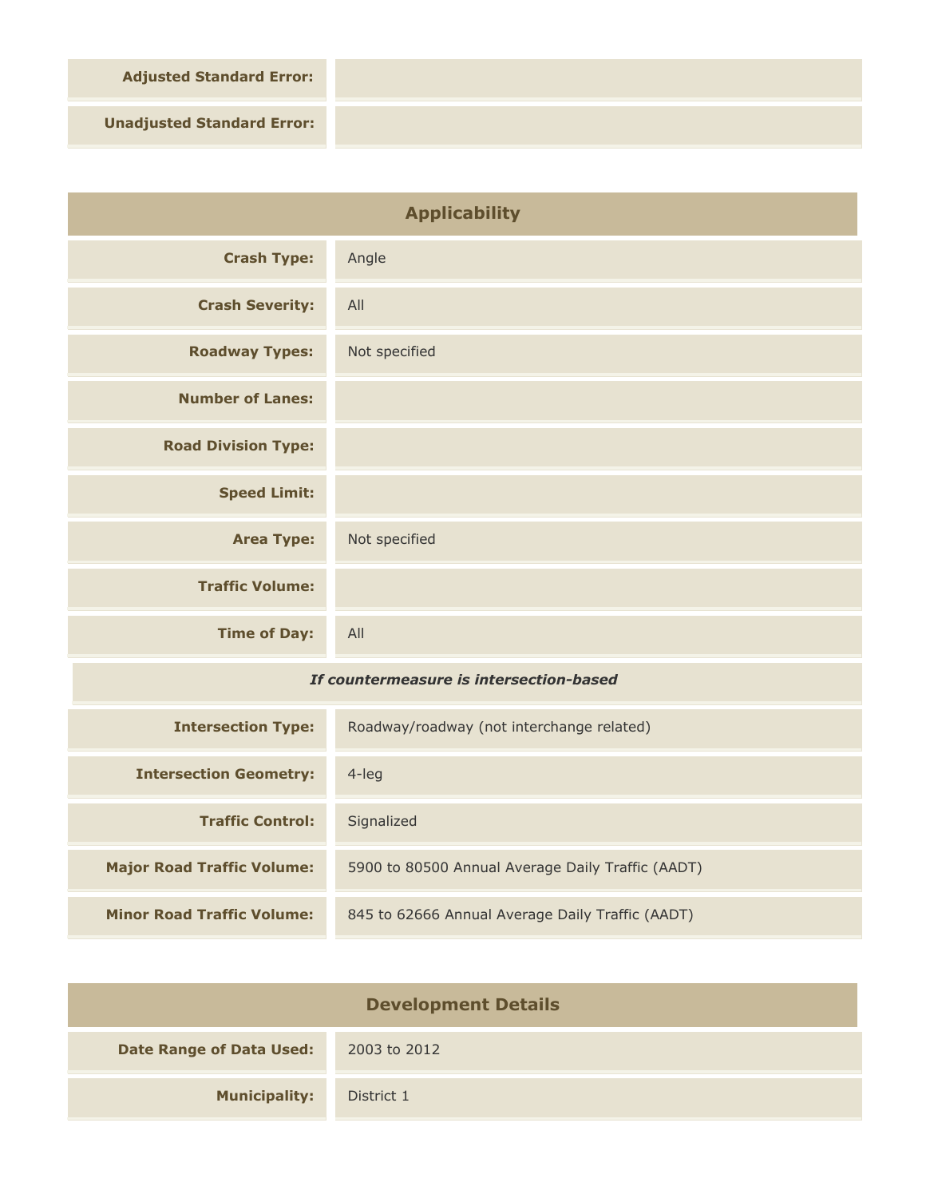| | |
|---|---|
| **Adjusted Standard Error:** | |
| **Unadjusted Standard Error:** | |

## Applicability

| | |
|---|---|
| **Crash Type:** | Angle |
| **Crash Severity:** | All |
| **Roadway Types:** | Not specified |
| **Number of Lanes:** | |
| **Road Division Type:** | |
| **Speed Limit:** | |
| **Area Type:** | Not specified |
| **Traffic Volume:** | |
| **Time of Day:** | All |

*If countermeasure is intersection-based*

| | |
|---|---|
| **Intersection Type:** | Roadway/roadway (not interchange related) |
| **Intersection Geometry:** | 4-leg |
| **Traffic Control:** | Signalized |
| **Major Road Traffic Volume:** | 5900 to 80500 Annual Average Daily Traffic (AADT) |
| **Minor Road Traffic Volume:** | 845 to 62666 Annual Average Daily Traffic (AADT) |

## Development Details

| | |
|---|---|
| **Date Range of Data Used:** | 2003 to 2012 |
| **Municipality:** | District 1 |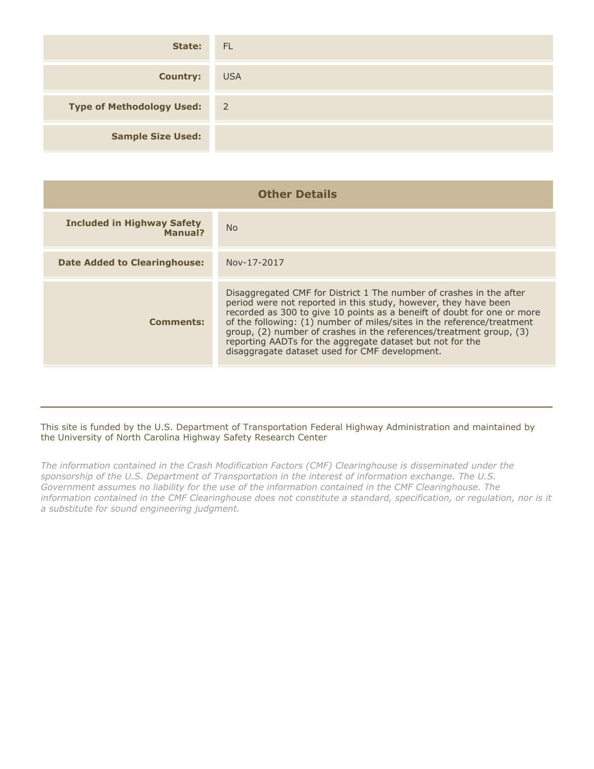| | |
|---|---|
| **State:** | FL |
| **Country:** | USA |
| **Type of Methodology Used:** | 2 |
| **Sample Size Used:** | |

## Other Details

| | |
|---|---|
| **Included in Highway Safety Manual?** | No |
| **Date Added to Clearinghouse:** | Nov-17-2017 |
| **Comments:** | Disaggregated CMF for District 1 The number of crashes in the after period were not reported in this study, however, they have been recorded as 300 to give 10 points as a beneift of doubt for one or more of the following: (1) number of miles/sites in the reference/treatment group, (2) number of crashes in the references/treatment group, (3) reporting AADTs for the aggregate dataset but not for the disaggragate dataset used for CMF development. |

---

This site is funded by the U.S. Department of Transportation Federal Highway Administration and maintained by the University of North Carolina Highway Safety Research Center

*The information contained in the Crash Modification Factors (CMF) Clearinghouse is disseminated under the sponsorship of the U.S. Department of Transportation in the interest of information exchange. The U.S. Government assumes no liability for the use of the information contained in the CMF Clearinghouse. The information contained in the CMF Clearinghouse does not constitute a standard, specification, or regulation, nor is it a substitute for sound engineering judgment.*